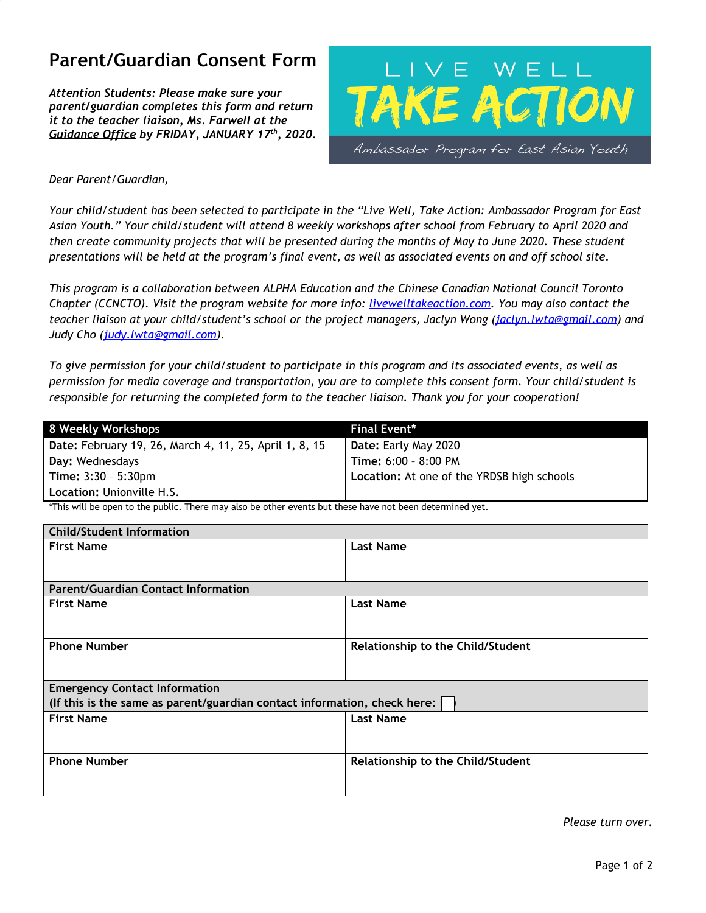# Parent/Guardian Consent Form

***Attention Students:** Please make sure your parent/guardian completes this form and return it to the teacher liaison, __Ms. Farwell at the Guidance Office__ by FRIDAY, JANUARY 17th, 2020.*

LIVE WELL
TAKE ACTION
Ambassador Program for East Asian Youth

*Dear Parent/Guardian,*

*Your child/student has been selected to participate in the "Live Well, Take Action: Ambassador Program for East Asian Youth." Your child/student will attend 8 weekly workshops after school from February to April 2020 and then create community projects that will be presented during the months of May to June 2020. These student presentations will be held at the program's final event, as well as associated events on and off school site.*

*This program is a collaboration between ALPHA Education and the Chinese Canadian National Council Toronto Chapter (CCNCTO). Visit the program website for more info: [livewelltakeaction.com](livewelltakeaction.com). You may also contact the teacher liaison at your child/student's school or the project managers, Jaclyn Wong ([jaclyn.lwta@gmail.com](mailto:jaclyn.lwta@gmail.com)) and Judy Cho ([judy.lwta@gmail.com](mailto:judy.lwta@gmail.com)).*

*To give permission for your child/student to participate in this program and its associated events, as well as permission for media coverage and transportation, you are to complete this consent form. Your child/student is responsible for returning the completed form to the teacher liaison. Thank you for your cooperation!*

| 8 Weekly Workshops | Final Event* |
| --- | --- |
| **Date:** February 19, 26, March 4, 11, 25, April 1, 8, 15 | **Date:** Early May 2020 |
| **Day:** Wednesdays | **Time:** 6:00 – 8:00 PM |
| **Time:** 3:30 – 5:30pm | **Location:** At one of the YRDSB high schools |
| **Location:** Unionville H.S. | |

*This will be open to the public. There may also be other events but these have not been determined yet.

| **Child/Student Information** | |
| --- | --- |
| **First Name** | **Last Name** |
| **Parent/Guardian Contact Information** | |
| **First Name** | **Last Name** |
| **Phone Number** | **Relationship to the Child/Student** |
| **Emergency Contact Information** (If this is the same as parent/guardian contact information, check here: ☐) | |
| **First Name** | **Last Name** |
| **Phone Number** | **Relationship to the Child/Student** |

*Please turn over.*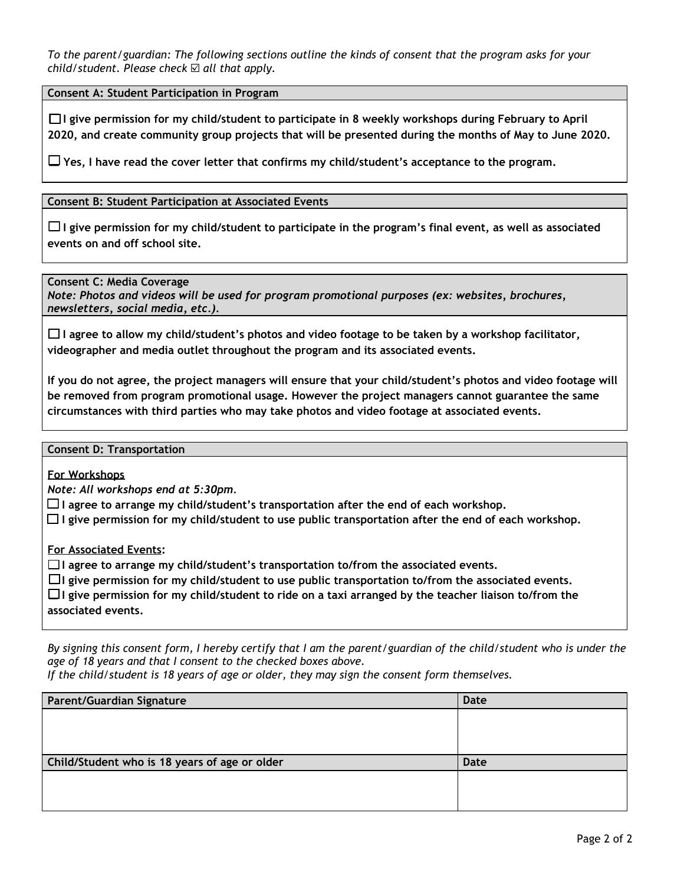*To the parent/guardian: The following sections outline the kinds of consent that the program asks for your child/student. Please check ☑ all that apply.*

**Consent A: Student Participation in Program**

☐ **I give permission for my child/student to participate in 8 weekly workshops during February to April 2020, and create community group projects that will be presented during the months of May to June 2020.**

☐ **Yes, I have read the cover letter that confirms my child/student's acceptance to the program.**

**Consent B: Student Participation at Associated Events**

☐ **I give permission for my child/student to participate in the program's final event, as well as associated events on and off school site.**

**Consent C: Media Coverage**
***Note: Photos and videos will be used for program promotional purposes (ex: websites, brochures, newsletters, social media, etc.).***

☐ **I agree to allow my child/student's photos and video footage to be taken by a workshop facilitator, videographer and media outlet throughout the program and its associated events.**

**If you do not agree, the project managers will ensure that your child/student's photos and video footage will be removed from program promotional usage. However the project managers cannot guarantee the same circumstances with third parties who may take photos and video footage at associated events.**

**Consent D: Transportation**

**For Workshops**

***Note: All workshops end at 5:30pm.***

☐ **I agree to arrange my child/student's transportation after the end of each workshop.**
☐ **I give permission for my child/student to use public transportation after the end of each workshop.**

**For Associated Events:**

☐ **I agree to arrange my child/student's transportation to/from the associated events.**
☐ **I give permission for my child/student to use public transportation to/from the associated events.**
☐ **I give permission for my child/student to ride on a taxi arranged by the teacher liaison to/from the associated events.**

*By signing this consent form, I hereby certify that I am the parent/guardian of the child/student who is under the age of 18 years and that I consent to the checked boxes above.*
*If the child/student is 18 years of age or older, they may sign the consent form themselves.*

| Parent/Guardian Signature | Date |
|---|---|
| | |

| Child/Student who is 18 years of age or older | Date |
|---|---|
| | |